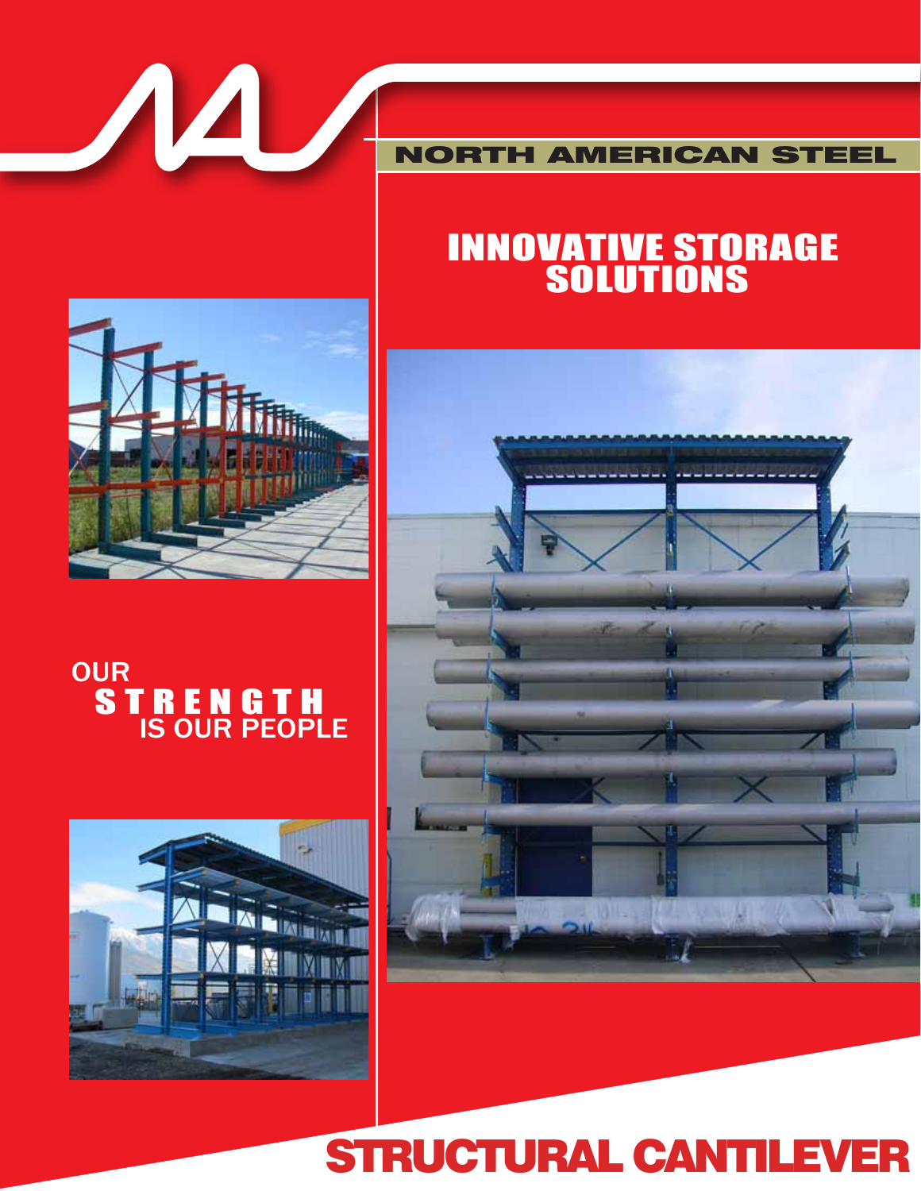NORTH AMERICAN STEEL

# INNOVATIVE STORAGE SOLUTIONS

OUR STRENGTH IS OUR PEOPLE

# STRUCTURAL CANTILEVER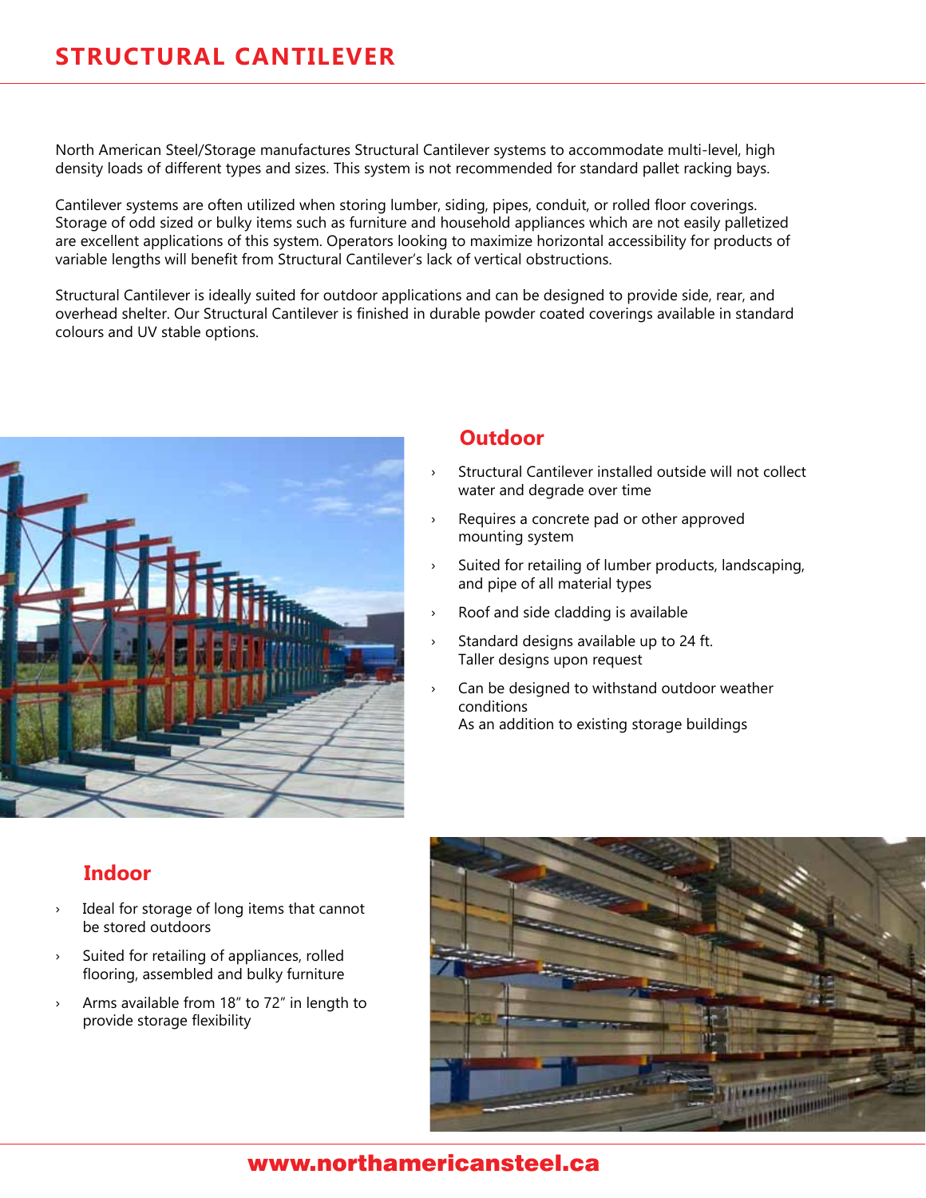# STRUCTURAL CANTILEVER

North American Steel/Storage manufactures Structural Cantilever systems to accommodate multi-level, high density loads of different types and sizes. This system is not recommended for standard pallet racking bays.

Cantilever systems are often utilized when storing lumber, siding, pipes, conduit, or rolled floor coverings. Storage of odd sized or bulky items such as furniture and household appliances which are not easily palletized are excellent applications of this system. Operators looking to maximize horizontal accessibility for products of variable lengths will benefit from Structural Cantilever's lack of vertical obstructions.

Structural Cantilever is ideally suited for outdoor applications and can be designed to provide side, rear, and overhead shelter. Our Structural Cantilever is finished in durable powder coated coverings available in standard colours and UV stable options.

## Outdoor

- Structural Cantilever installed outside will not collect water and degrade over time
- Requires a concrete pad or other approved mounting system
- Suited for retailing of lumber products, landscaping, and pipe of all material types
- Roof and side cladding is available
- Standard designs available up to 24 ft.
  Taller designs upon request
- Can be designed to withstand outdoor weather conditions
  As an addition to existing storage buildings

## Indoor

- Ideal for storage of long items that cannot be stored outdoors
- Suited for retailing of appliances, rolled flooring, assembled and bulky furniture
- Arms available from 18" to 72" in length to provide storage flexibility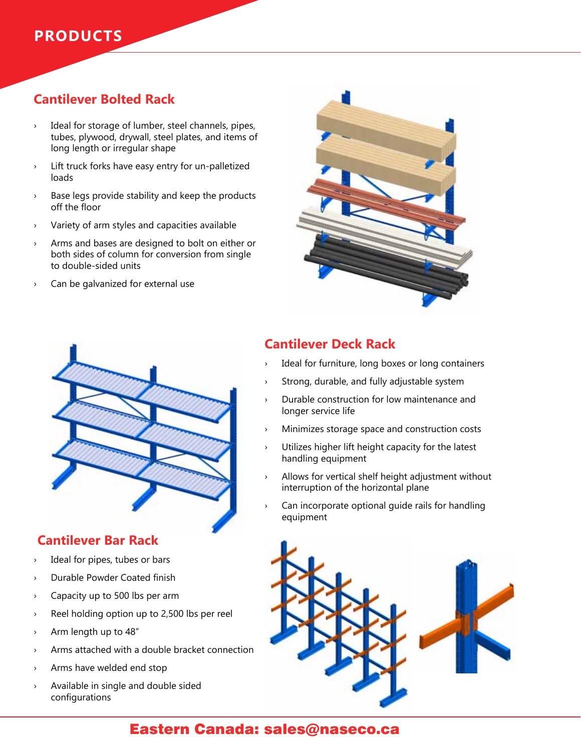# PRODUCTS

## Cantilever Bolted Rack

- Ideal for storage of lumber, steel channels, pipes, tubes, plywood, drywall, steel plates, and items of long length or irregular shape
- Lift truck forks have easy entry for un-palletized loads
- Base legs provide stability and keep the products off the floor
- Variety of arm styles and capacities available
- Arms and bases are designed to bolt on either or both sides of column for conversion from single to double-sided units
- Can be galvanized for external use

## Cantilever Deck Rack

- Ideal for furniture, long boxes or long containers
- Strong, durable, and fully adjustable system
- Durable construction for low maintenance and longer service life
- Minimizes storage space and construction costs
- Utilizes higher lift height capacity for the latest handling equipment
- Allows for vertical shelf height adjustment without interruption of the horizontal plane
- Can incorporate optional guide rails for handling equipment

## Cantilever Bar Rack

- Ideal for pipes, tubes or bars
- Durable Powder Coated finish
- Capacity up to 500 lbs per arm
- Reel holding option up to 2,500 lbs per reel
- Arm length up to 48″
- Arms attached with a double bracket connection
- Arms have welded end stop
- Available in single and double sided configurations

**Eastern Canada: sales@naseco.ca**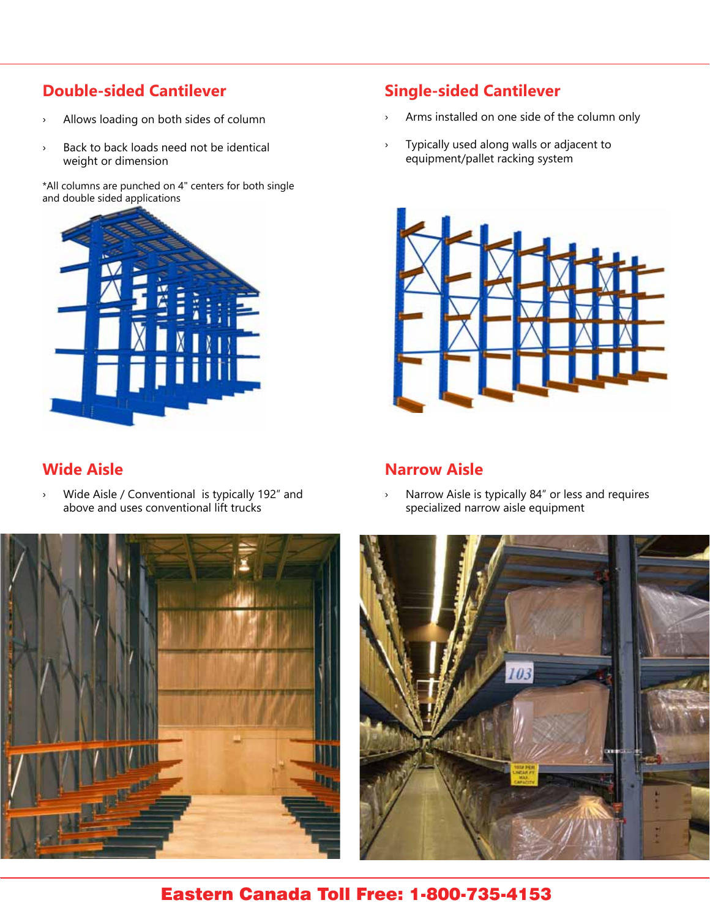## Double-sided Cantilever

- Allows loading on both sides of column
- Back to back loads need not be identical weight or dimension

*All columns are punched on 4" centers for both single and double sided applications

## Single-sided Cantilever

- Arms installed on one side of the column only
- Typically used along walls or adjacent to equipment/pallet racking system

## Wide Aisle

- Wide Aisle / Conventional is typically 192" and above and uses conventional lift trucks

## Narrow Aisle

- Narrow Aisle is typically 84" or less and requires specialized narrow aisle equipment

**Eastern Canada Toll Free: 1-800-735-4153**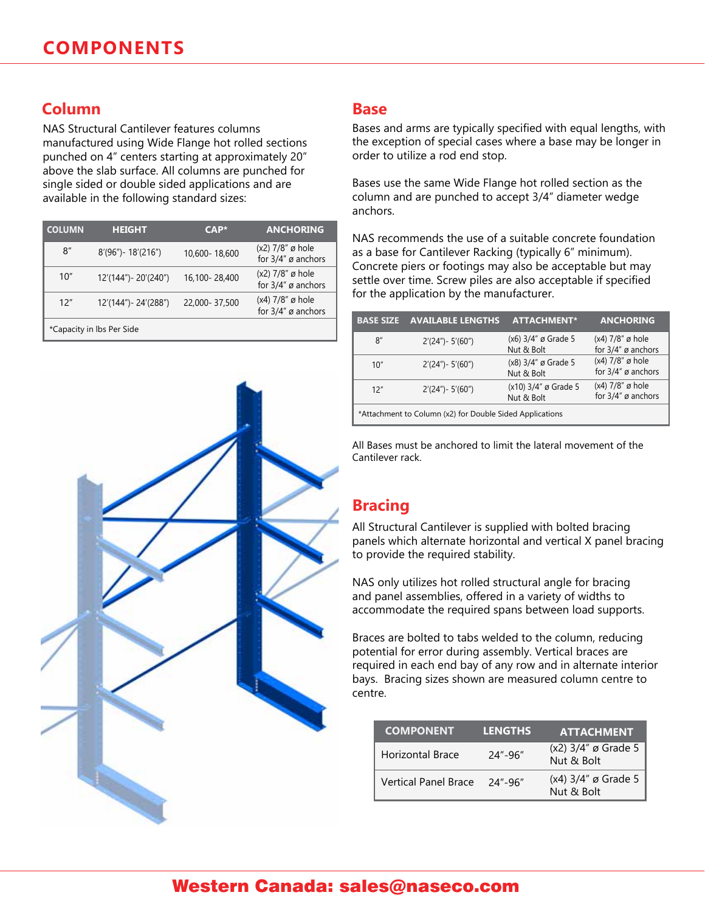# COMPONENTS

## Column

NAS Structural Cantilever features columns manufactured using Wide Flange hot rolled sections punched on 4" centers starting at approximately 20" above the slab surface. All columns are punched for single sided or double sided applications and are available in the following standard sizes:

| COLUMN | HEIGHT | CAP* | ANCHORING |
|---|---|---|---|
| 8" | 8'(96")- 18'(216") | 10,600- 18,600 | (x2) 7/8" ø hole for 3/4" ø anchors |
| 10" | 12'(144")- 20'(240") | 16,100- 28,400 | (x2) 7/8" ø hole for 3/4" ø anchors |
| 12" | 12'(144")- 24'(288") | 22,000- 37,500 | (x4) 7/8" ø hole for 3/4" ø anchors |

*Capacity in lbs Per Side

## Base

Bases and arms are typically specified with equal lengths, with the exception of special cases where a base may be longer in order to utilize a rod end stop.

Bases use the same Wide Flange hot rolled section as the column and are punched to accept 3/4" diameter wedge anchors.

NAS recommends the use of a suitable concrete foundation as a base for Cantilever Racking (typically 6" minimum). Concrete piers or footings may also be acceptable but may settle over time. Screw piles are also acceptable if specified for the application by the manufacturer.

| BASE SIZE | AVAILABLE LENGTHS | ATTACHMENT* | ANCHORING |
|---|---|---|---|
| 8" | 2'(24")- 5'(60") | (x6) 3/4" ø Grade 5 Nut & Bolt | (x4) 7/8" ø hole for 3/4" ø anchors |
| 10" | 2'(24")- 5'(60") | (x8) 3/4" ø Grade 5 Nut & Bolt | (x4) 7/8" ø hole for 3/4" ø anchors |
| 12" | 2'(24")- 5'(60") | (x10) 3/4" ø Grade 5 Nut & Bolt | (x4) 7/8" ø hole for 3/4" ø anchors |

*Attachment to Column (x2) for Double Sided Applications

All Bases must be anchored to limit the lateral movement of the Cantilever rack.

## Bracing

All Structural Cantilever is supplied with bolted bracing panels which alternate horizontal and vertical X panel bracing to provide the required stability.

NAS only utilizes hot rolled structural angle for bracing and panel assemblies, offered in a variety of widths to accommodate the required spans between load supports.

Braces are bolted to tabs welded to the column, reducing potential for error during assembly. Vertical braces are required in each end bay of any row and in alternate interior bays. Bracing sizes shown are measured column centre to centre.

| COMPONENT | LENGTHS | ATTACHMENT |
|---|---|---|
| Horizontal Brace | 24"-96" | (x2) 3/4" ø Grade 5 Nut & Bolt |
| Vertical Panel Brace | 24"-96" | (x4) 3/4" ø Grade 5 Nut & Bolt |

**Western Canada: sales@naseco.com**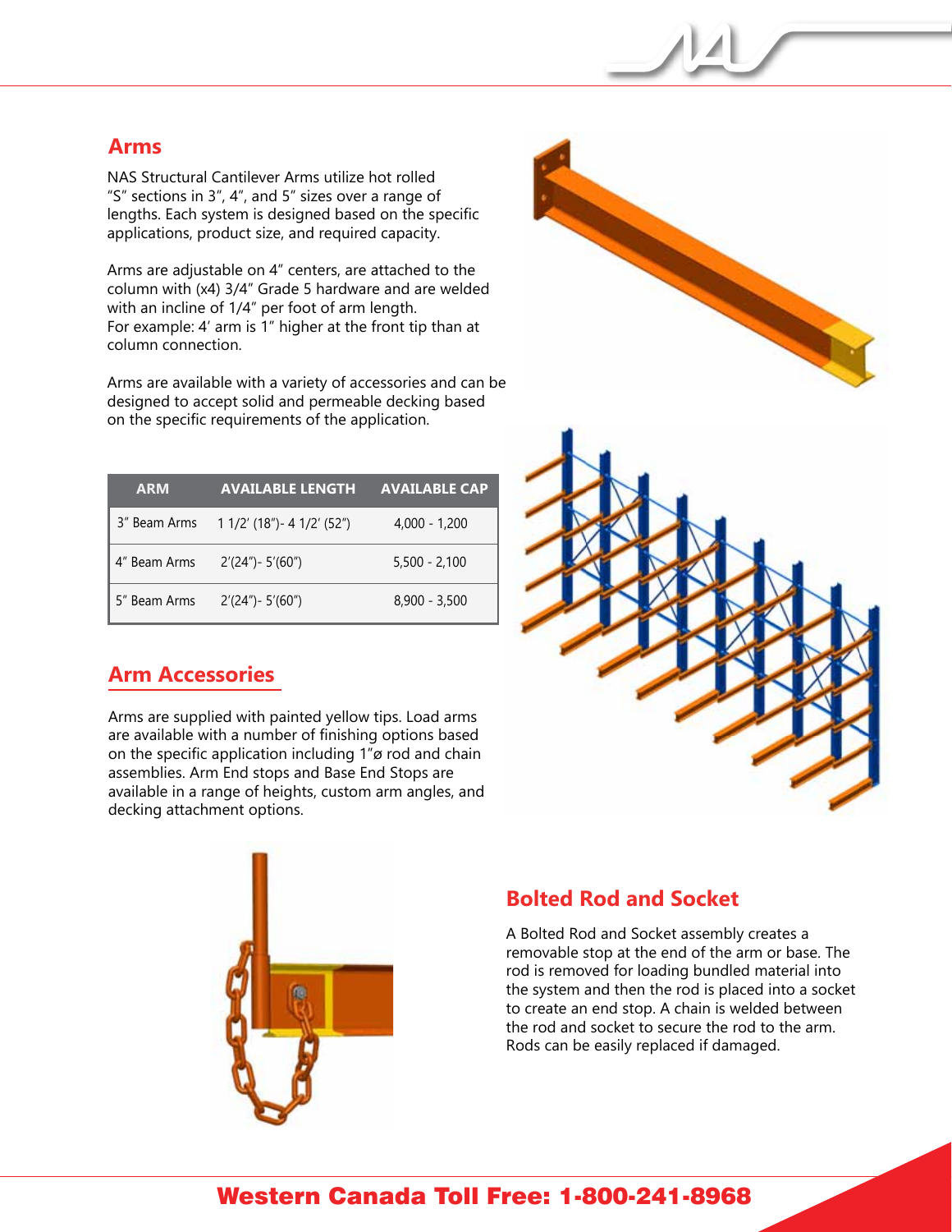## Arms

NAS Structural Cantilever Arms utilize hot rolled "S" sections in 3", 4", and 5" sizes over a range of lengths. Each system is designed based on the specific applications, product size, and required capacity.

Arms are adjustable on 4" centers, are attached to the column with (x4) 3/4" Grade 5 hardware and are welded with an incline of 1/4" per foot of arm length. For example: 4' arm is 1" higher at the front tip than at column connection.

Arms are available with a variety of accessories and can be designed to accept solid and permeable decking based on the specific requirements of the application.

| ARM | AVAILABLE LENGTH | AVAILABLE CAP |
|---|---|---|
| 3" Beam Arms | 1 1/2' (18")- 4 1/2' (52") | 4,000 - 1,200 |
| 4" Beam Arms | 2'(24")- 5'(60") | 5,500 - 2,100 |
| 5" Beam Arms | 2'(24")- 5'(60") | 8,900 - 3,500 |

## Arm Accessories

Arms are supplied with painted yellow tips. Load arms are available with a number of finishing options based on the specific application including 1"ø rod and chain assemblies. Arm End stops and Base End Stops are available in a range of heights, custom arm angles, and decking attachment options.

## Bolted Rod and Socket

A Bolted Rod and Socket assembly creates a removable stop at the end of the arm or base. The rod is removed for loading bundled material into the system and then the rod is placed into a socket to create an end stop. A chain is welded between the rod and socket to secure the rod to the arm. Rods can be easily replaced if damaged.

**Western Canada Toll Free: 1-800-241-8968**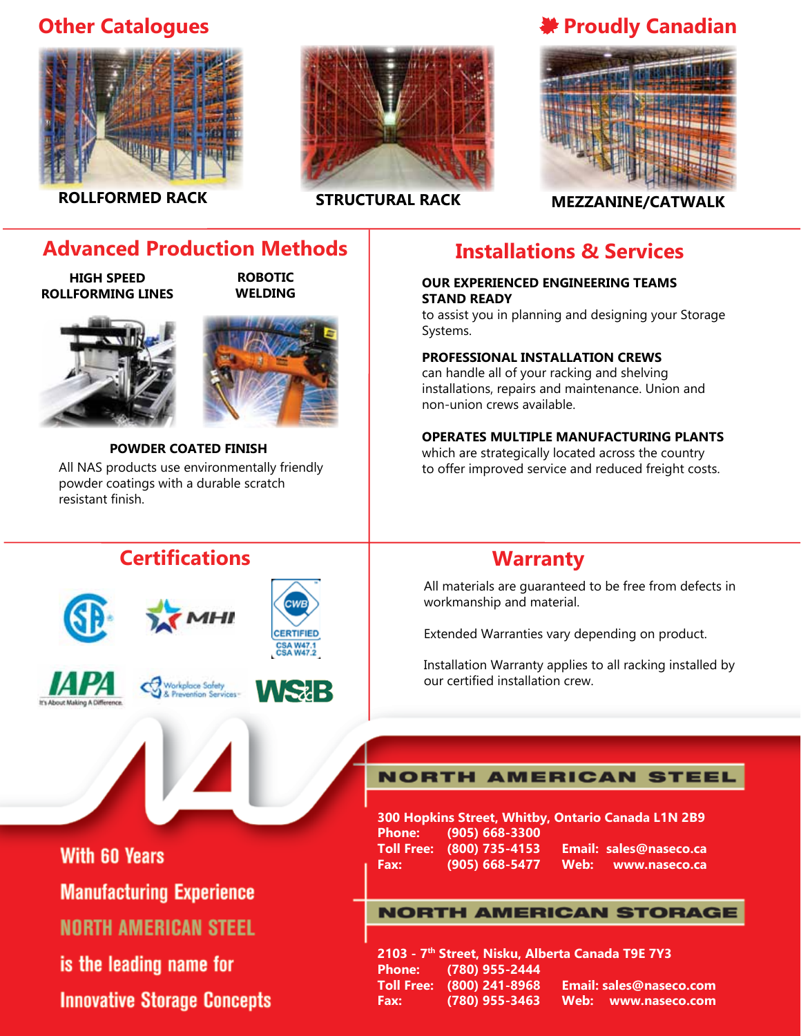## Other Catalogues

ROLLFORMED RACK

STRUCTURAL RACK

MEZZANINE/CATWALK

## Proudly Canadian

## Advanced Production Methods

**HIGH SPEED ROLLFORMING LINES**

**ROBOTIC WELDING**

**POWDER COATED FINISH**

All NAS products use environmentally friendly powder coatings with a durable scratch resistant finish.

## Installations & Services

**OUR EXPERIENCED ENGINEERING TEAMS STAND READY**
to assist you in planning and designing your Storage Systems.

**PROFESSIONAL INSTALLATION CREWS**
can handle all of your racking and shelving installations, repairs and maintenance. Union and non-union crews available.

**OPERATES MULTIPLE MANUFACTURING PLANTS**
which are strategically located across the country to offer improved service and reduced freight costs.

## Certifications

CSA

MHI

CWB CERTIFIED CSA W47.1 CSA W47.2

IAPA It's About Making A Difference.

Workplace Safety & Prevention Services

WS&IB

## Warranty

All materials are guaranteed to be free from defects in workmanship and material.

Extended Warranties vary depending on product.

Installation Warranty applies to all racking installed by our certified installation crew.

With 60 Years Manufacturing Experience NORTH AMERICAN STEEL is the leading name for Innovative Storage Concepts

### NORTH AMERICAN STEEL

**300 Hopkins Street, Whitby, Ontario Canada L1N 2B9**
**Phone:** (905) 668-3300
**Toll Free:** (800) 735-4153 **Email:** sales@naseco.ca
**Fax:** (905) 668-5477 **Web:** www.naseco.ca

### NORTH AMERICAN STORAGE

**2103 - 7th Street, Nisku, Alberta Canada T9E 7Y3**
**Phone:** (780) 955-2444
**Toll Free:** (800) 241-8968 **Email:** sales@naseco.com
**Fax:** (780) 955-3463 **Web:** www.naseco.com